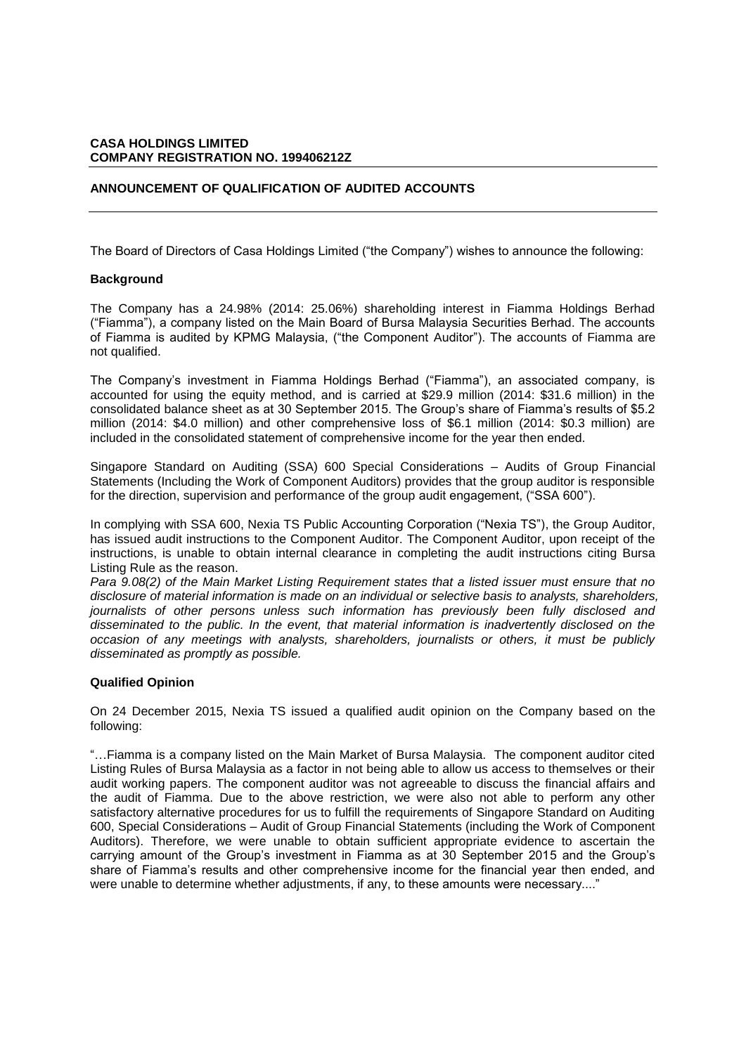**CASA HOLDINGS LIMITED**
**COMPANY REGISTRATION NO. 199406212Z**

## ANNOUNCEMENT OF QUALIFICATION OF AUDITED ACCOUNTS

The Board of Directors of Casa Holdings Limited ("the Company") wishes to announce the following:

### Background

The Company has a 24.98% (2014: 25.06%) shareholding interest in Fiamma Holdings Berhad ("Fiamma"), a company listed on the Main Board of Bursa Malaysia Securities Berhad. The accounts of Fiamma is audited by KPMG Malaysia, ("the Component Auditor"). The accounts of Fiamma are not qualified.

The Company's investment in Fiamma Holdings Berhad ("Fiamma"), an associated company, is accounted for using the equity method, and is carried at $29.9 million (2014: $31.6 million) in the consolidated balance sheet as at 30 September 2015. The Group's share of Fiamma's results of $5.2 million (2014: $4.0 million) and other comprehensive loss of $6.1 million (2014: $0.3 million) are included in the consolidated statement of comprehensive income for the year then ended.

Singapore Standard on Auditing (SSA) 600 Special Considerations – Audits of Group Financial Statements (Including the Work of Component Auditors) provides that the group auditor is responsible for the direction, supervision and performance of the group audit engagement, ("SSA 600").

In complying with SSA 600, Nexia TS Public Accounting Corporation ("Nexia TS"), the Group Auditor, has issued audit instructions to the Component Auditor. The Component Auditor, upon receipt of the instructions, is unable to obtain internal clearance in completing the audit instructions citing Bursa Listing Rule as the reason.

*Para 9.08(2) of the Main Market Listing Requirement states that a listed issuer must ensure that no disclosure of material information is made on an individual or selective basis to analysts, shareholders, journalists of other persons unless such information has previously been fully disclosed and disseminated to the public. In the event, that material information is inadvertently disclosed on the occasion of any meetings with analysts, shareholders, journalists or others, it must be publicly disseminated as promptly as possible.*

### Qualified Opinion

On 24 December 2015, Nexia TS issued a qualified audit opinion on the Company based on the following:

"…Fiamma is a company listed on the Main Market of Bursa Malaysia. The component auditor cited Listing Rules of Bursa Malaysia as a factor in not being able to allow us access to themselves or their audit working papers. The component auditor was not agreeable to discuss the financial affairs and the audit of Fiamma. Due to the above restriction, we were also not able to perform any other satisfactory alternative procedures for us to fulfill the requirements of Singapore Standard on Auditing 600, Special Considerations – Audit of Group Financial Statements (including the Work of Component Auditors). Therefore, we were unable to obtain sufficient appropriate evidence to ascertain the carrying amount of the Group's investment in Fiamma as at 30 September 2015 and the Group's share of Fiamma's results and other comprehensive income for the financial year then ended, and were unable to determine whether adjustments, if any, to these amounts were necessary...."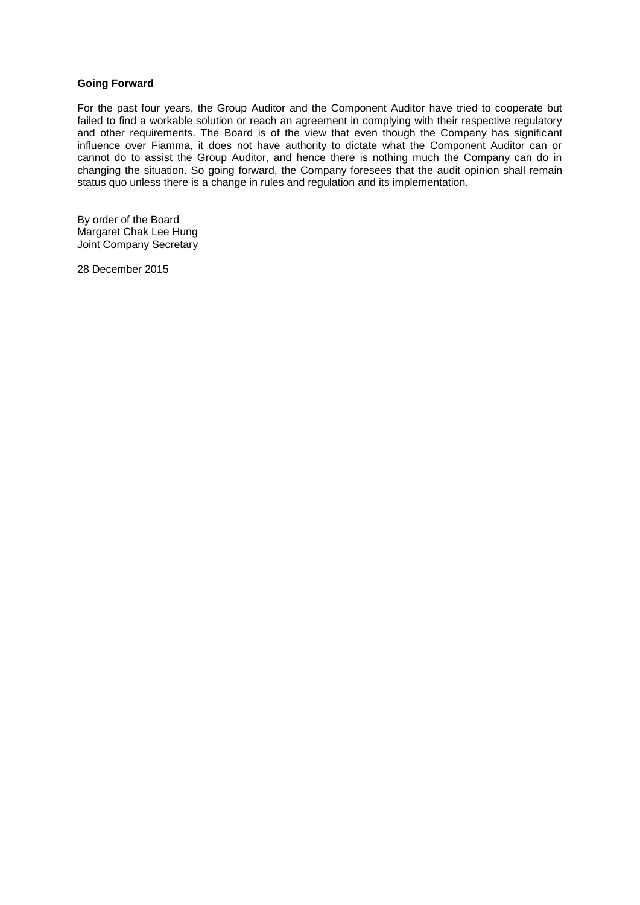**Going Forward**

For the past four years, the Group Auditor and the Component Auditor have tried to cooperate but failed to find a workable solution or reach an agreement in complying with their respective regulatory and other requirements. The Board is of the view that even though the Company has significant influence over Fiamma, it does not have authority to dictate what the Component Auditor can or cannot do to assist the Group Auditor, and hence there is nothing much the Company can do in changing the situation. So going forward, the Company foresees that the audit opinion shall remain status quo unless there is a change in rules and regulation and its implementation.

By order of the Board
Margaret Chak Lee Hung
Joint Company Secretary

28 December 2015